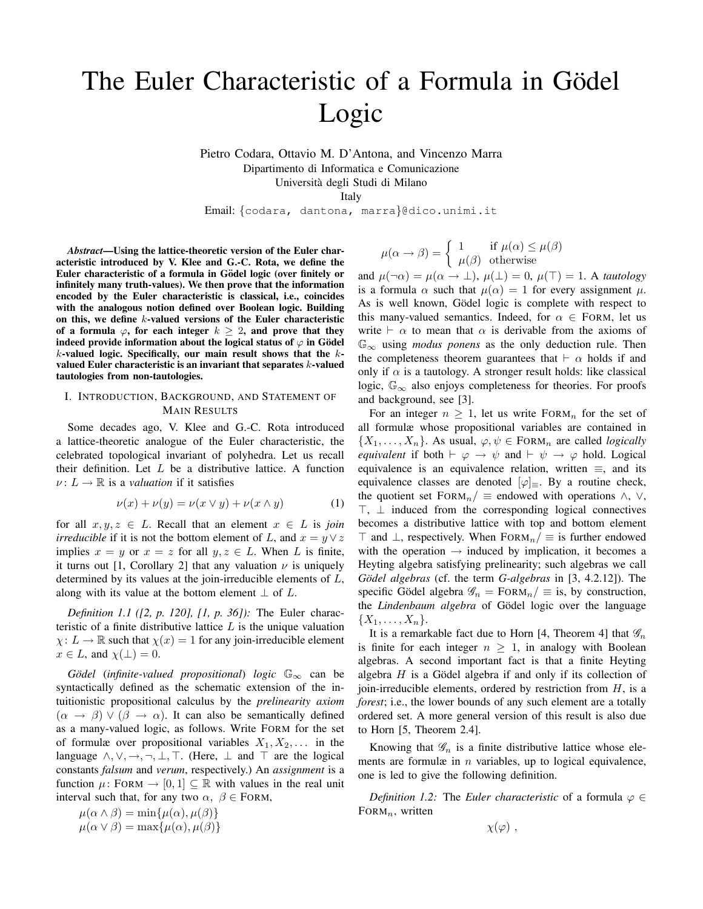# The Euler Characteristic of a Formula in Gödel Logic

Pietro Codara, Ottavio M. D'Antona, and Vincenzo Marra
Dipartimento di Informatica e Comunicazione
Università degli Studi di Milano
Italy
Email: {codara, dantona, marra}@dico.unimi.it

***Abstract*—Using the lattice-theoretic version of the Euler characteristic introduced by V. Klee and G.-C. Rota, we define the Euler characteristic of a formula in Gödel logic (over finitely or infinitely many truth-values). We then prove that the information encoded by the Euler characteristic is classical, i.e., coincides with the analogous notion defined over Boolean logic. Building on this, we define $k$-valued versions of the Euler characteristic of a formula $\varphi$, for each integer $k \geq 2$, and prove that they indeed provide information about the logical status of $\varphi$ in Gödel $k$-valued logic. Specifically, our main result shows that the $k$-valued Euler characteristic is an invariant that separates $k$-valued tautologies from non-tautologies.**

## I. Introduction, Background, and Statement of Main Results

Some decades ago, V. Klee and G.-C. Rota introduced a lattice-theoretic analogue of the Euler characteristic, the celebrated topological invariant of polyhedra. Let us recall their definition. Let $L$ be a distributive lattice. A function $\nu \colon L \to \mathbb{R}$ is a *valuation* if it satisfies

$$\nu(x) + \nu(y) = \nu(x \vee y) + \nu(x \wedge y) \tag{1}$$

for all $x, y, z \in L$. Recall that an element $x \in L$ is *join irreducible* if it is not the bottom element of $L$, and $x = y \vee z$ implies $x = y$ or $x = z$ for all $y, z \in L$. When $L$ is finite, it turns out [1, Corollary 2] that any valuation $\nu$ is uniquely determined by its values at the join-irreducible elements of $L$, along with its value at the bottom element $\bot$ of $L$.

*Definition 1.1 ([2, p. 120], [1, p. 36]):* The Euler characteristic of a finite distributive lattice $L$ is the unique valuation $\chi \colon L \to \mathbb{R}$ such that $\chi(x) = 1$ for any join-irreducible element $x \in L$, and $\chi(\bot) = 0$.

*Gödel* (*infinite-valued propositional*) *logic* $\mathbb{G}_\infty$ can be syntactically defined as the schematic extension of the intuitionistic propositional calculus by the *prelinearity axiom* $(\alpha \to \beta) \vee (\beta \to \alpha)$. It can also be semantically defined as a many-valued logic, as follows. Write FORM for the set of formulæ over propositional variables $X_1, X_2, \ldots$ in the language $\wedge, \vee, \to, \neg, \bot, \top$. (Here, $\bot$ and $\top$ are the logical constants *falsum* and *verum*, respectively.) An *assignment* is a function $\mu \colon \text{FORM} \to [0,1] \subseteq \mathbb{R}$ with values in the real unit interval such that, for any two $\alpha, \beta \in \text{FORM}$,

$$\mu(\alpha \wedge \beta) = \min\{\mu(\alpha), \mu(\beta)\}$$
$$\mu(\alpha \vee \beta) = \max\{\mu(\alpha), \mu(\beta)\}$$

$$\mu(\alpha \to \beta) = \begin{cases} 1 & \text{if } \mu(\alpha) \leq \mu(\beta) \\ \mu(\beta) & \text{otherwise} \end{cases}$$

and $\mu(\neg\alpha) = \mu(\alpha \to \bot)$, $\mu(\bot) = 0$, $\mu(\top) = 1$. A *tautology* is a formula $\alpha$ such that $\mu(\alpha) = 1$ for every assignment $\mu$. As is well known, Gödel logic is complete with respect to this many-valued semantics. Indeed, for $\alpha \in \text{FORM}$, let us write $\vdash \alpha$ to mean that $\alpha$ is derivable from the axioms of $\mathbb{G}_\infty$ using *modus ponens* as the only deduction rule. Then the completeness theorem guarantees that $\vdash \alpha$ holds if and only if $\alpha$ is a tautology. A stronger result holds: like classical logic, $\mathbb{G}_\infty$ also enjoys completeness for theories. For proofs and background, see [3].

For an integer $n \geq 1$, let us write $\text{FORM}_n$ for the set of all formulæ whose propositional variables are contained in $\{X_1, \ldots, X_n\}$. As usual, $\varphi, \psi \in \text{FORM}_n$ are called *logically equivalent* if both $\vdash \varphi \to \psi$ and $\vdash \psi \to \varphi$ hold. Logical equivalence is an equivalence relation, written $\equiv$, and its equivalence classes are denoted $[\varphi]_\equiv$. By a routine check, the quotient set $\text{FORM}_n/\equiv$ endowed with operations $\wedge$, $\vee$, $\top$, $\bot$ induced from the corresponding logical connectives becomes a distributive lattice with top and bottom element $\top$ and $\bot$, respectively. When $\text{FORM}_n/\equiv$ is further endowed with the operation $\to$ induced by implication, it becomes a Heyting algebra satisfying prelinearity; such algebras we call *Gödel algebras* (cf. the term *G-algebras* in [3, 4.2.12]). The specific Gödel algebra $\mathscr{G}_n = \text{FORM}_n/\equiv$ is, by construction, the *Lindenbaum algebra* of Gödel logic over the language $\{X_1, \ldots, X_n\}$.

It is a remarkable fact due to Horn [4, Theorem 4] that $\mathscr{G}_n$ is finite for each integer $n \geq 1$, in analogy with Boolean algebras. A second important fact is that a finite Heyting algebra $H$ is a Gödel algebra if and only if its collection of join-irreducible elements, ordered by restriction from $H$, is a *forest*; i.e., the lower bounds of any such element are a totally ordered set. A more general version of this result is also due to Horn [5, Theorem 2.4].

Knowing that $\mathscr{G}_n$ is a finite distributive lattice whose elements are formulæ in $n$ variables, up to logical equivalence, one is led to give the following definition.

*Definition 1.2:* The *Euler characteristic* of a formula $\varphi \in \text{FORM}_n$, written

$$\chi(\varphi) \ ,$$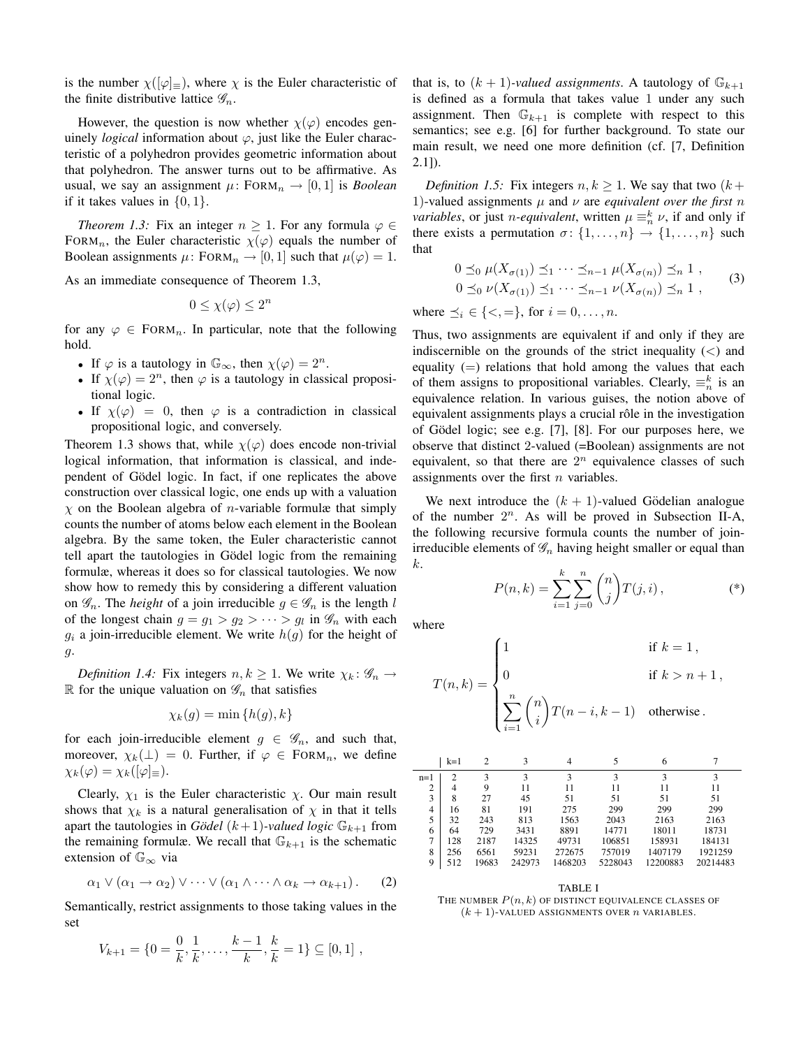is the number $\chi([\varphi]_\equiv)$, where $\chi$ is the Euler characteristic of the finite distributive lattice $\mathscr{G}_n$.

However, the question is now whether $\chi(\varphi)$ encodes genuinely *logical* information about $\varphi$, just like the Euler characteristic of a polyhedron provides geometric information about that polyhedron. The answer turns out to be affirmative. As usual, we say an assignment $\mu\colon \text{FORM}_n \to [0,1]$ is *Boolean* if it takes values in $\{0,1\}$.

*Theorem 1.3:* Fix an integer $n \geq 1$. For any formula $\varphi \in \text{FORM}_n$, the Euler characteristic $\chi(\varphi)$ equals the number of Boolean assignments $\mu\colon \text{FORM}_n \to [0,1]$ such that $\mu(\varphi) = 1$.

As an immediate consequence of Theorem 1.3,

$$0 \leq \chi(\varphi) \leq 2^n$$

for any $\varphi \in \text{FORM}_n$. In particular, note that the following hold.

- If $\varphi$ is a tautology in $\mathbb{G}_\infty$, then $\chi(\varphi) = 2^n$.
- If $\chi(\varphi) = 2^n$, then $\varphi$ is a tautology in classical propositional logic.
- If $\chi(\varphi) = 0$, then $\varphi$ is a contradiction in classical propositional logic, and conversely.

Theorem 1.3 shows that, while $\chi(\varphi)$ does encode non-trivial logical information, that information is classical, and independent of Gödel logic. In fact, if one replicates the above construction over classical logic, one ends up with a valuation $\chi$ on the Boolean algebra of $n$-variable formulæ that simply counts the number of atoms below each element in the Boolean algebra. By the same token, the Euler characteristic cannot tell apart the tautologies in Gödel logic from the remaining formulæ, whereas it does so for classical tautologies. We now show how to remedy this by considering a different valuation on $\mathscr{G}_n$. The *height* of a join irreducible $g \in \mathscr{G}_n$ is the length $l$ of the longest chain $g = g_1 > g_2 > \cdots > g_l$ in $\mathscr{G}_n$ with each $g_i$ a join-irreducible element. We write $h(g)$ for the height of $g$.

*Definition 1.4:* Fix integers $n, k \geq 1$. We write $\chi_k\colon \mathscr{G}_n \to \mathbb{R}$ for the unique valuation on $\mathscr{G}_n$ that satisfies

$$\chi_k(g) = \min\{h(g), k\}$$

for each join-irreducible element $g \in \mathscr{G}_n$, and such that, moreover, $\chi_k(\perp) = 0$. Further, if $\varphi \in \text{FORM}_n$, we define $\chi_k(\varphi) = \chi_k([\varphi]_\equiv)$.

Clearly, $\chi_1$ is the Euler characteristic $\chi$. Our main result shows that $\chi_k$ is a natural generalisation of $\chi$ in that it tells apart the tautologies in *Gödel* $(k+1)$*-valued logic* $\mathbb{G}_{k+1}$ from the remaining formulæ. We recall that $\mathbb{G}_{k+1}$ is the schematic extension of $\mathbb{G}_\infty$ via

$$\alpha_1 \vee (\alpha_1 \to \alpha_2) \vee \cdots \vee (\alpha_1 \wedge \cdots \wedge \alpha_k \to \alpha_{k+1})\,. \tag{2}$$

Semantically, restrict assignments to those taking values in the set

$$V_{k+1} = \{0 = \frac{0}{k}, \frac{1}{k}, \ldots, \frac{k-1}{k}, \frac{k}{k} = 1\} \subseteq [0,1]\ ,$$

that is, to $(k+1)$*-valued assignments*. A tautology of $\mathbb{G}_{k+1}$ is defined as a formula that takes value 1 under any such assignment. Then $\mathbb{G}_{k+1}$ is complete with respect to this semantics; see e.g. [6] for further background. To state our main result, we need one more definition (cf. [7, Definition 2.1]).

*Definition 1.5:* Fix integers $n, k \geq 1$. We say that two $(k+1)$-valued assignments $\mu$ and $\nu$ are *equivalent over the first $n$ variables*, or just *$n$-equivalent*, written $\mu \equiv_n^k \nu$, if and only if there exists a permutation $\sigma\colon \{1,\ldots,n\} \to \{1,\ldots,n\}$ such that

$$\begin{aligned} 0 \preceq_0 \mu(X_{\sigma(1)}) \preceq_1 \cdots \preceq_{n-1} \mu(X_{\sigma(n)}) \preceq_n 1\ , \\ 0 \preceq_0 \nu(X_{\sigma(1)}) \preceq_1 \cdots \preceq_{n-1} \nu(X_{\sigma(n)}) \preceq_n 1\ , \end{aligned} \tag{3}$$

where $\preceq_i \in \{<, =\}$, for $i = 0, \ldots, n$.

Thus, two assignments are equivalent if and only if they are indiscernible on the grounds of the strict inequality ($<$) and equality ($=$) relations that hold among the values that each of them assigns to propositional variables. Clearly, $\equiv_n^k$ is an equivalence relation. In various guises, the notion above of equivalent assignments plays a crucial rôle in the investigation of Gödel logic; see e.g. [7], [8]. For our purposes here, we observe that distinct 2-valued (=Boolean) assignments are not equivalent, so that there are $2^n$ equivalence classes of such assignments over the first $n$ variables.

We next introduce the $(k+1)$-valued Gödelian analogue of the number $2^n$. As will be proved in Subsection II-A, the following recursive formula counts the number of join-irreducible elements of $\mathscr{G}_n$ having height smaller or equal than $k$.

$$P(n,k) = \sum_{i=1}^{k} \sum_{j=0}^{n} \binom{n}{j} T(j,i)\,, \tag{*}$$

where

$$T(n,k) = \begin{cases} 1 & \text{if } k = 1\,, \\ 0 & \text{if } k > n+1\,, \\ \displaystyle\sum_{i=1}^{n} \binom{n}{i} T(n-i, k-1) & \text{otherwise}\,. \end{cases}$$

| | k=1 | 2 | 3 | 4 | 5 | 6 | 7 |
|---|---|---|---|---|---|---|---|
| n=1 | 2 | 3 | 3 | 3 | 3 | 3 | 3 |
| 2 | 4 | 9 | 11 | 11 | 11 | 11 | 11 |
| 3 | 8 | 27 | 45 | 51 | 51 | 51 | 51 |
| 4 | 16 | 81 | 191 | 275 | 299 | 299 | 299 |
| 5 | 32 | 243 | 813 | 1563 | 2043 | 2163 | 2163 |
| 6 | 64 | 729 | 3431 | 8891 | 14771 | 18011 | 18731 |
| 7 | 128 | 2187 | 14325 | 49731 | 106851 | 158931 | 184131 |
| 8 | 256 | 6561 | 59231 | 272675 | 757019 | 1407179 | 1921259 |
| 9 | 512 | 19683 | 242973 | 1468203 | 5228043 | 12200883 | 20214483 |

TABLE I
THE NUMBER $P(n,k)$ OF DISTINCT EQUIVALENCE CLASSES OF $(k+1)$-VALUED ASSIGNMENTS OVER $n$ VARIABLES.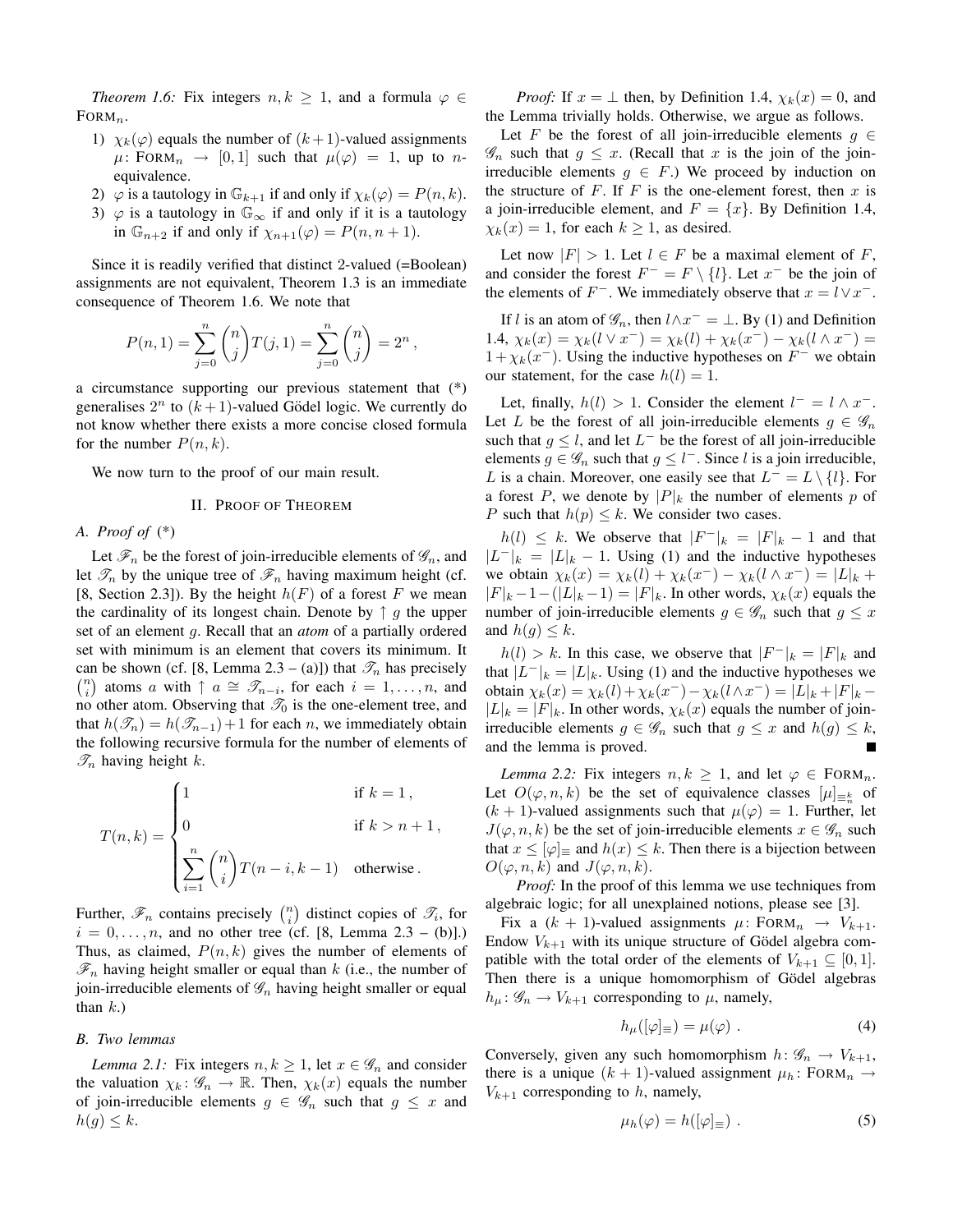*Theorem 1.6:* Fix integers $n, k \geq 1$, and a formula $\varphi \in \text{FORM}_n$.

1) $\chi_k(\varphi)$ equals the number of $(k+1)$-valued assignments $\mu\colon \text{FORM}_n \to [0,1]$ such that $\mu(\varphi) = 1$, up to $n$-equivalence.
2) $\varphi$ is a tautology in $\mathbb{G}_{k+1}$ if and only if $\chi_k(\varphi) = P(n,k)$.
3) $\varphi$ is a tautology in $\mathbb{G}_\infty$ if and only if it is a tautology in $\mathbb{G}_{n+2}$ if and only if $\chi_{n+1}(\varphi) = P(n, n+1)$.

Since it is readily verified that distinct 2-valued (=Boolean) assignments are not equivalent, Theorem 1.3 is an immediate consequence of Theorem 1.6. We note that

$$P(n,1) = \sum_{j=0}^{n} \binom{n}{j} T(j,1) = \sum_{j=0}^{n} \binom{n}{j} = 2^n \,,$$

a circumstance supporting our previous statement that (\*) generalises $2^n$ to $(k+1)$-valued Gödel logic. We currently do not know whether there exists a more concise closed formula for the number $P(n,k)$.

We now turn to the proof of our main result.

## II. Proof of Theorem

### A. Proof of (\*)

Let $\mathscr{F}_n$ be the forest of join-irreducible elements of $\mathscr{G}_n$, and let $\mathscr{T}_n$ by the unique tree of $\mathscr{F}_n$ having maximum height (cf. [8, Section 2.3]). By the height $h(F)$ of a forest $F$ we mean the cardinality of its longest chain. Denote by $\uparrow g$ the upper set of an element $g$. Recall that an *atom* of a partially ordered set with minimum is an element that covers its minimum. It can be shown (cf. [8, Lemma 2.3 – (a)]) that $\mathscr{T}_n$ has precisely $\binom{n}{i}$ atoms $a$ with $\uparrow a \cong \mathscr{T}_{n-i}$, for each $i = 1, \ldots, n$, and no other atom. Observing that $\mathscr{T}_0$ is the one-element tree, and that $h(\mathscr{T}_n) = h(\mathscr{T}_{n-1}) + 1$ for each $n$, we immediately obtain the following recursive formula for the number of elements of $\mathscr{T}_n$ having height $k$.

$$T(n,k) = \begin{cases} 1 & \text{if } k = 1\,, \\ 0 & \text{if } k > n+1\,, \\ \displaystyle\sum_{i=1}^{n} \binom{n}{i} T(n-i, k-1) & \text{otherwise}\,. \end{cases}$$

Further, $\mathscr{F}_n$ contains precisely $\binom{n}{i}$ distinct copies of $\mathscr{T}_i$, for $i = 0, \ldots, n$, and no other tree (cf. [8, Lemma 2.3 – (b)].) Thus, as claimed, $P(n,k)$ gives the number of elements of $\mathscr{F}_n$ having height smaller or equal than $k$ (i.e., the number of join-irreducible elements of $\mathscr{G}_n$ having height smaller or equal than $k$.)

### B. Two lemmas

*Lemma 2.1:* Fix integers $n, k \geq 1$, let $x \in \mathscr{G}_n$ and consider the valuation $\chi_k\colon \mathscr{G}_n \to \mathbb{R}$. Then, $\chi_k(x)$ equals the number of join-irreducible elements $g \in \mathscr{G}_n$ such that $g \leq x$ and $h(g) \leq k$.

*Proof:* If $x = \bot$ then, by Definition 1.4, $\chi_k(x) = 0$, and the Lemma trivially holds. Otherwise, we argue as follows.

Let $F$ be the forest of all join-irreducible elements $g \in \mathscr{G}_n$ such that $g \leq x$. (Recall that $x$ is the join of the join-irreducible elements $g \in F$.) We proceed by induction on the structure of $F$. If $F$ is the one-element forest, then $x$ is a join-irreducible element, and $F = \{x\}$. By Definition 1.4, $\chi_k(x) = 1$, for each $k \geq 1$, as desired.

Let now $|F| > 1$. Let $l \in F$ be a maximal element of $F$, and consider the forest $F^- = F \setminus \{l\}$. Let $x^-$ be the join of the elements of $F^-$. We immediately observe that $x = l \vee x^-$.

If $l$ is an atom of $\mathscr{G}_n$, then $l \wedge x^- = \bot$. By (1) and Definition 1.4, $\chi_k(x) = \chi_k(l \vee x^-) = \chi_k(l) + \chi_k(x^-) - \chi_k(l \wedge x^-) = 1 + \chi_k(x^-)$. Using the inductive hypotheses on $F^-$ we obtain our statement, for the case $h(l) = 1$.

Let, finally, $h(l) > 1$. Consider the element $l^- = l \wedge x^-$. Let $L$ be the forest of all join-irreducible elements $g \in \mathscr{G}_n$ such that $g \leq l$, and let $L^-$ be the forest of all join-irreducible elements $g \in \mathscr{G}_n$ such that $g \leq l^-$. Since $l$ is a join irreducible, $L$ is a chain. Moreover, one easily see that $L^- = L \setminus \{l\}$. For a forest $P$, we denote by $|P|_k$ the number of elements $p$ of $P$ such that $h(p) \leq k$. We consider two cases.

$h(l) \leq k$. We observe that $|F^-|_k = |F|_k - 1$ and that $|L^-|_k = |L|_k - 1$. Using (1) and the inductive hypotheses we obtain $\chi_k(x) = \chi_k(l) + \chi_k(x^-) - \chi_k(l \wedge x^-) = |L|_k + |F|_k - 1 - (|L|_k - 1) = |F|_k$. In other words, $\chi_k(x)$ equals the number of join-irreducible elements $g \in \mathscr{G}_n$ such that $g \leq x$ and $h(g) \leq k$.

$h(l) > k$. In this case, we observe that $|F^-|_k = |F|_k$ and that $|L^-|_k = |L|_k$. Using (1) and the inductive hypotheses we obtain $\chi_k(x) = \chi_k(l) + \chi_k(x^-) - \chi_k(l \wedge x^-) = |L|_k + |F|_k - |L|_k = |F|_k$. In other words, $\chi_k(x)$ equals the number of join-irreducible elements $g \in \mathscr{G}_n$ such that $g \leq x$ and $h(g) \leq k$, and the lemma is proved. ∎

*Lemma 2.2:* Fix integers $n, k \geq 1$, and let $\varphi \in \text{FORM}_n$. Let $O(\varphi, n, k)$ be the set of equivalence classes $[\mu]_{\equiv_n^k}$ of $(k+1)$-valued assignments such that $\mu(\varphi) = 1$. Further, let $J(\varphi, n, k)$ be the set of join-irreducible elements $x \in \mathscr{G}_n$ such that $x \leq [\varphi]_\equiv$ and $h(x) \leq k$. Then there is a bijection between $O(\varphi, n, k)$ and $J(\varphi, n, k)$.

*Proof:* In the proof of this lemma we use techniques from algebraic logic; for all unexplained notions, please see [3].

Fix a $(k+1)$-valued assignments $\mu\colon \text{FORM}_n \to V_{k+1}$. Endow $V_{k+1}$ with its unique structure of Gödel algebra compatible with the total order of the elements of $V_{k+1} \subseteq [0,1]$. Then there is a unique homomorphism of Gödel algebras $h_\mu\colon \mathscr{G}_n \to V_{k+1}$ corresponding to $\mu$, namely,

$$h_\mu([\varphi]_\equiv) = \mu(\varphi) \,. \tag{4}$$

Conversely, given any such homomorphism $h\colon \mathscr{G}_n \to V_{k+1}$, there is a unique $(k+1)$-valued assignment $\mu_h\colon \text{FORM}_n \to V_{k+1}$ corresponding to $h$, namely,

$$\mu_h(\varphi) = h([\varphi]_\equiv) \,. \tag{5}$$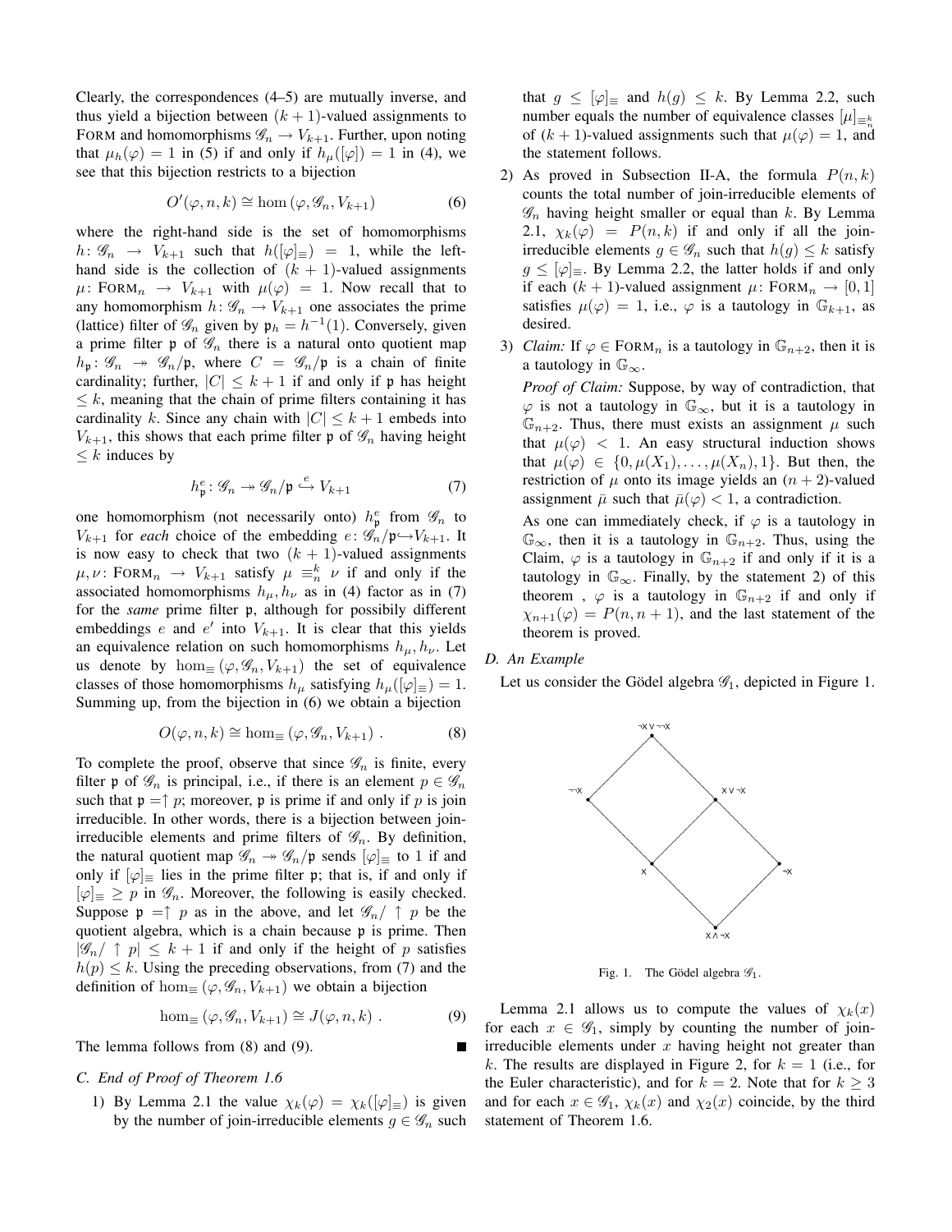Clearly, the correspondences (4–5) are mutually inverse, and thus yield a bijection between $(k+1)$-valued assignments to FORM and homomorphisms $\mathscr{G}_n \to V_{k+1}$. Further, upon noting that $\mu_h(\varphi) = 1$ in (5) if and only if $h_\mu([\varphi]) = 1$ in (4), we see that this bijection restricts to a bijection

$$O'(\varphi, n, k) \cong \hom(\varphi, \mathscr{G}_n, V_{k+1}) \tag{6}$$

where the right-hand side is the set of homomorphisms $h\colon \mathscr{G}_n \to V_{k+1}$ such that $h([\varphi]_\equiv) = 1$, while the left-hand side is the collection of $(k+1)$-valued assignments $\mu\colon \text{FORM}_n \to V_{k+1}$ with $\mu(\varphi) = 1$. Now recall that to any homomorphism $h\colon \mathscr{G}_n \to V_{k+1}$ one associates the prime (lattice) filter of $\mathscr{G}_n$ given by $\mathfrak{p}_h = h^{-1}(1)$. Conversely, given a prime filter $\mathfrak{p}$ of $\mathscr{G}_n$ there is a natural onto quotient map $h_\mathfrak{p}\colon \mathscr{G}_n \twoheadrightarrow \mathscr{G}_n/\mathfrak{p}$, where $C = \mathscr{G}_n/\mathfrak{p}$ is a chain of finite cardinality; further, $|C| \leq k+1$ if and only if $\mathfrak{p}$ has height $\leq k$, meaning that the chain of prime filters containing it has cardinality $k$. Since any chain with $|C| \leq k+1$ embeds into $V_{k+1}$, this shows that each prime filter $\mathfrak{p}$ of $\mathscr{G}_n$ having height $\leq k$ induces by

$$h^e_\mathfrak{p}\colon \mathscr{G}_n \twoheadrightarrow \mathscr{G}_n/\mathfrak{p} \overset{e}{\hookrightarrow} V_{k+1} \tag{7}$$

one homomorphism (not necessarily onto) $h^e_\mathfrak{p}$ from $\mathscr{G}_n$ to $V_{k+1}$ for *each* choice of the embedding $e\colon \mathscr{G}_n/\mathfrak{p} \hookrightarrow V_{k+1}$. It is now easy to check that two $(k+1)$-valued assignments $\mu, \nu\colon \text{FORM}_n \to V_{k+1}$ satisfy $\mu \equiv^k_n \nu$ if and only if the associated homomorphisms $h_\mu, h_\nu$ as in (4) factor as in (7) for the *same* prime filter $\mathfrak{p}$, although for possibily different embeddings $e$ and $e'$ into $V_{k+1}$. It is clear that this yields an equivalence relation on such homomorphisms $h_\mu, h_\nu$. Let us denote by $\hom_\equiv(\varphi, \mathscr{G}_n, V_{k+1})$ the set of equivalence classes of those homomorphisms $h_\mu$ satisfying $h_\mu([\varphi]_\equiv) = 1$. Summing up, from the bijection in (6) we obtain a bijection

$$O(\varphi, n, k) \cong \hom_\equiv(\varphi, \mathscr{G}_n, V_{k+1}) \ . \tag{8}$$

To complete the proof, observe that since $\mathscr{G}_n$ is finite, every filter $\mathfrak{p}$ of $\mathscr{G}_n$ is principal, i.e., if there is an element $p \in \mathscr{G}_n$ such that $\mathfrak{p} = \uparrow p$; moreover, $\mathfrak{p}$ is prime if and only if $p$ is join irreducible. In other words, there is a bijection between join-irreducible elements and prime filters of $\mathscr{G}_n$. By definition, the natural quotient map $\mathscr{G}_n \twoheadrightarrow \mathscr{G}_n/\mathfrak{p}$ sends $[\varphi]_\equiv$ to 1 if and only if $[\varphi]_\equiv$ lies in the prime filter $\mathfrak{p}$; that is, if and only if $[\varphi]_\equiv \geq p$ in $\mathscr{G}_n$. Moreover, the following is easily checked. Suppose $\mathfrak{p} = \uparrow p$ as in the above, and let $\mathscr{G}_n/\uparrow p$ be the quotient algebra, which is a chain because $\mathfrak{p}$ is prime. Then $|\mathscr{G}_n/\uparrow p| \leq k+1$ if and only if the height of $p$ satisfies $h(p) \leq k$. Using the preceding observations, from (7) and the definition of $\hom_\equiv(\varphi, \mathscr{G}_n, V_{k+1})$ we obtain a bijection

$$\hom_\equiv(\varphi, \mathscr{G}_n, V_{k+1}) \cong J(\varphi, n, k) \ . \tag{9}$$

The lemma follows from (8) and (9). ∎

### C. End of Proof of Theorem 1.6

1) By Lemma 2.1 the value $\chi_k(\varphi) = \chi_k([\varphi]_\equiv)$ is given by the number of join-irreducible elements $g \in \mathscr{G}_n$ such that $g \leq [\varphi]_\equiv$ and $h(g) \leq k$. By Lemma 2.2, such number equals the number of equivalence classes $[\mu]_{\equiv^k_n}$ of $(k+1)$-valued assignments such that $\mu(\varphi) = 1$, and the statement follows.

2) As proved in Subsection II-A, the formula $P(n, k)$ counts the total number of join-irreducible elements of $\mathscr{G}_n$ having height smaller or equal than $k$. By Lemma 2.1, $\chi_k(\varphi) = P(n, k)$ if and only if all the join-irreducible elements $g \in \mathscr{G}_n$ such that $h(g) \leq k$ satisfy $g \leq [\varphi]_\equiv$. By Lemma 2.2, the latter holds if and only if each $(k+1)$-valued assignment $\mu\colon \text{FORM}_n \to [0,1]$ satisfies $\mu(\varphi) = 1$, i.e., $\varphi$ is a tautology in $\mathbb{G}_{k+1}$, as desired.

3) *Claim:* If $\varphi \in \text{FORM}_n$ is a tautology in $\mathbb{G}_{n+2}$, then it is a tautology in $\mathbb{G}_\infty$.

   *Proof of Claim:* Suppose, by way of contradiction, that $\varphi$ is not a tautology in $\mathbb{G}_\infty$, but it is a tautology in $\mathbb{G}_{n+2}$. Thus, there must exists an assignment $\mu$ such that $\mu(\varphi) < 1$. An easy structural induction shows that $\mu(\varphi) \in \{0, \mu(X_1), \ldots, \mu(X_n), 1\}$. But then, the restriction of $\mu$ onto its image yields an $(n+2)$-valued assignment $\bar{\mu}$ such that $\bar{\mu}(\varphi) < 1$, a contradiction.

   As one can immediately check, if $\varphi$ is a tautology in $\mathbb{G}_\infty$, then it is a tautology in $\mathbb{G}_{n+2}$. Thus, using the Claim, $\varphi$ is a tautology in $\mathbb{G}_{n+2}$ if and only if it is a tautology in $\mathbb{G}_\infty$. Finally, by the statement 2) of this theorem , $\varphi$ is a tautology in $\mathbb{G}_{n+2}$ if and only if $\chi_{n+1}(\varphi) = P(n, n+1)$, and the last statement of the theorem is proved.

### D. An Example

Let us consider the Gödel algebra $\mathscr{G}_1$, depicted in Figure 1.

Fig. 1. The Gödel algebra $\mathscr{G}_1$.

Lemma 2.1 allows us to compute the values of $\chi_k(x)$ for each $x \in \mathscr{G}_1$, simply by counting the number of join-irreducible elements under $x$ having height not greater than $k$. The results are displayed in Figure 2, for $k = 1$ (i.e., for the Euler characteristic), and for $k = 2$. Note that for $k \geq 3$ and for each $x \in \mathscr{G}_1$, $\chi_k(x)$ and $\chi_2(x)$ coincide, by the third statement of Theorem 1.6.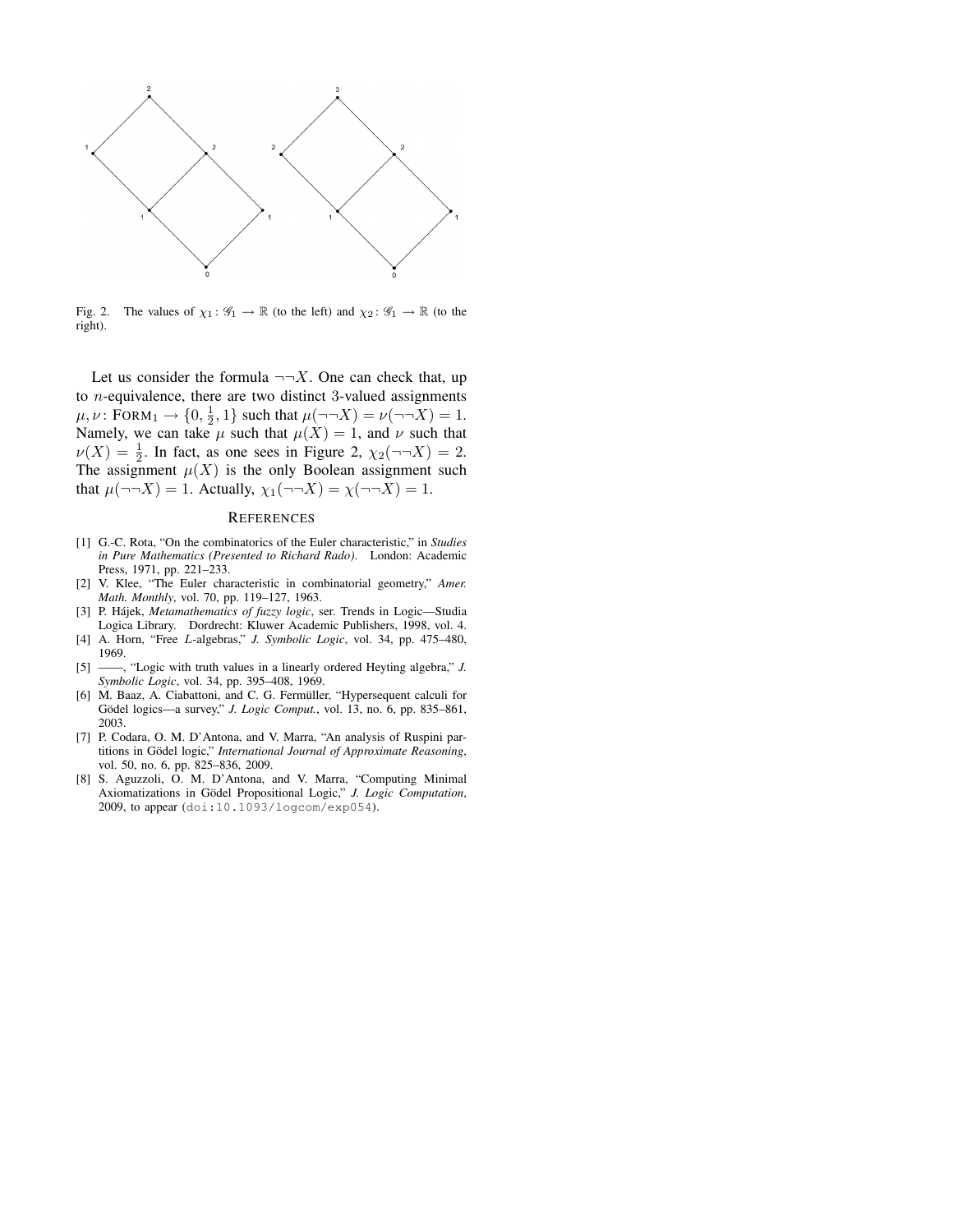2

1 2

1 1

0

3

2 2

1 1

0

Fig. 2. The values of $\chi_1 \colon \mathscr{G}_1 \to \mathbb{R}$ (to the left) and $\chi_2 \colon \mathscr{G}_1 \to \mathbb{R}$ (to the right).

Let us consider the formula $\neg\neg X$. One can check that, up to $n$-equivalence, there are two distinct 3-valued assignments $\mu, \nu \colon \text{FORM}_1 \to \{0, \frac{1}{2}, 1\}$ such that $\mu(\neg\neg X) = \nu(\neg\neg X) = 1$. Namely, we can take $\mu$ such that $\mu(X) = 1$, and $\nu$ such that $\nu(X) = \frac{1}{2}$. In fact, as one sees in Figure 2, $\chi_2(\neg\neg X) = 2$. The assignment $\mu(X)$ is the only Boolean assignment such that $\mu(\neg\neg X) = 1$. Actually, $\chi_1(\neg\neg X) = \chi(\neg\neg X) = 1$.

## REFERENCES

[1] G.-C. Rota, "On the combinatorics of the Euler characteristic," in *Studies in Pure Mathematics (Presented to Richard Rado)*. London: Academic Press, 1971, pp. 221–233.

[2] V. Klee, "The Euler characteristic in combinatorial geometry," *Amer. Math. Monthly*, vol. 70, pp. 119–127, 1963.

[3] P. Hájek, *Metamathematics of fuzzy logic*, ser. Trends in Logic—Studia Logica Library. Dordrecht: Kluwer Academic Publishers, 1998, vol. 4.

[4] A. Horn, "Free *L*-algebras," *J. Symbolic Logic*, vol. 34, pp. 475–480, 1969.

[5] ——, "Logic with truth values in a linearly ordered Heyting algebra," *J. Symbolic Logic*, vol. 34, pp. 395–408, 1969.

[6] M. Baaz, A. Ciabattoni, and C. G. Fermüller, "Hypersequent calculi for Gödel logics—a survey," *J. Logic Comput.*, vol. 13, no. 6, pp. 835–861, 2003.

[7] P. Codara, O. M. D'Antona, and V. Marra, "An analysis of Ruspini partitions in Gödel logic," *International Journal of Approximate Reasoning*, vol. 50, no. 6, pp. 825–836, 2009.

[8] S. Aguzzoli, O. M. D'Antona, and V. Marra, "Computing Minimal Axiomatizations in Gödel Propositional Logic," *J. Logic Computation*, 2009, to appear (doi:10.1093/logcom/exp054).